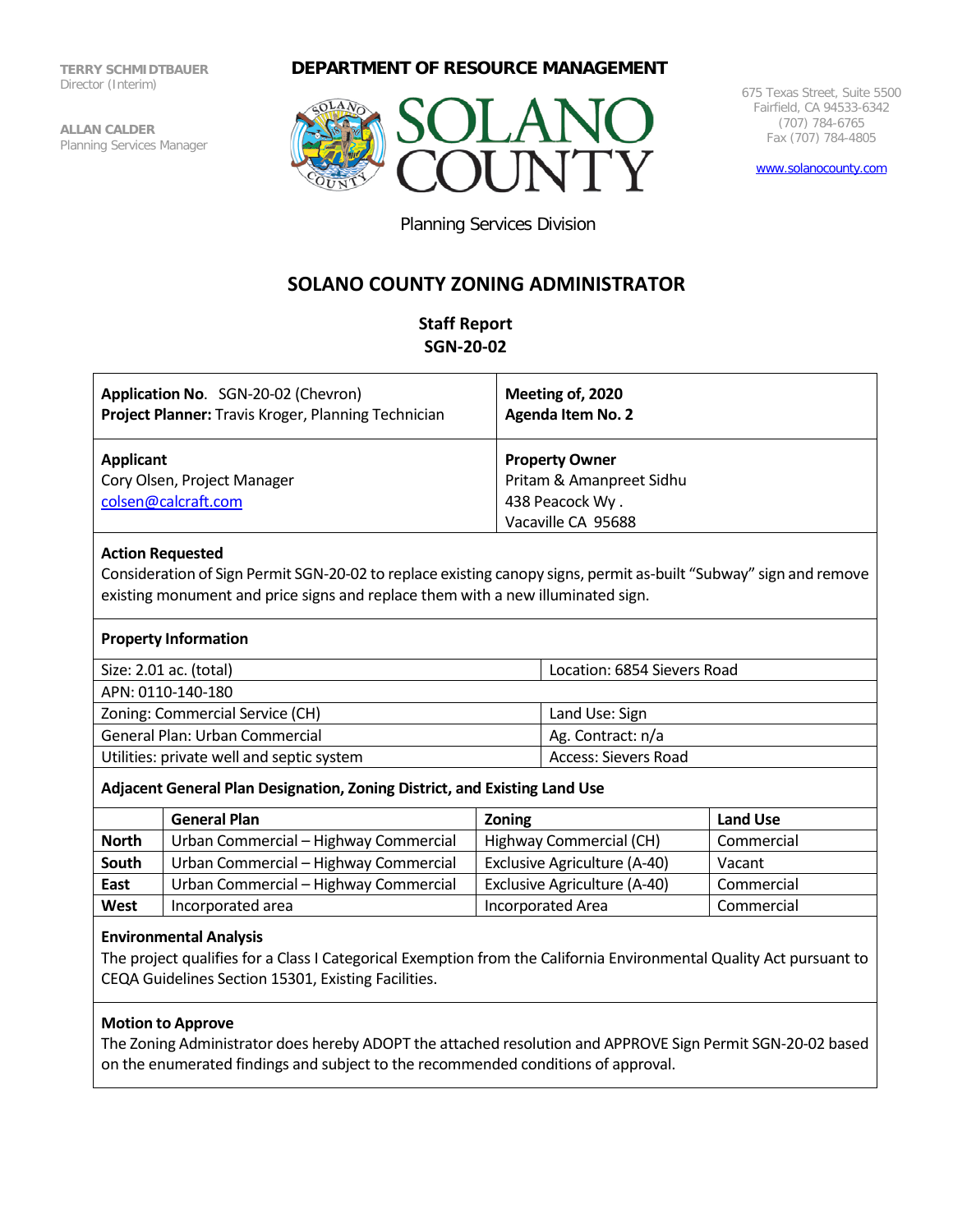TERRY SCHMIDTBAUER
Director (Interim)

ALLAN CALDER
Planning Services Manager

**DEPARTMENT OF RESOURCE MANAGEMENT**

SOLANO COUNTY

Planning Services Division

675 Texas Street, Suite 5500
Fairfield, CA 94533-6342
(707) 784-6765
Fax (707) 784-4805

www.solanocounty.com

# SOLANO COUNTY ZONING ADMINISTRATOR

## Staff Report
## SGN-20-02

| | |
|---|---|
| **Application No.** SGN-20-02 (Chevron)<br>**Project Planner:** Travis Kroger, Planning Technician | **Meeting of, 2020**<br>**Agenda Item No. 2** |
| **Applicant**<br>Cory Olsen, Project Manager<br>colsen@calcraft.com | **Property Owner**<br>Pritam & Amanpreet Sidhu<br>438 Peacock Wy .<br>Vacaville CA 95688 |

**Action Requested**

Consideration of Sign Permit SGN-20-02 to replace existing canopy signs, permit as-built "Subway" sign and remove existing monument and price signs and replace them with a new illuminated sign.

**Property Information**

| | |
|---|---|
| Size: 2.01 ac. (total) | Location: 6854 Sievers Road |
| APN: 0110-140-180 | |
| Zoning: Commercial Service (CH) | Land Use: Sign |
| General Plan: Urban Commercial | Ag. Contract: n/a |
| Utilities: private well and septic system | Access: Sievers Road |

**Adjacent General Plan Designation, Zoning District, and Existing Land Use**

| | General Plan | Zoning | Land Use |
|---|---|---|---|
| **North** | Urban Commercial – Highway Commercial | Highway Commercial (CH) | Commercial |
| **South** | Urban Commercial – Highway Commercial | Exclusive Agriculture (A-40) | Vacant |
| **East** | Urban Commercial – Highway Commercial | Exclusive Agriculture (A-40) | Commercial |
| **West** | Incorporated area | Incorporated Area | Commercial |

**Environmental Analysis**

The project qualifies for a Class I Categorical Exemption from the California Environmental Quality Act pursuant to CEQA Guidelines Section 15301, Existing Facilities.

**Motion to Approve**

The Zoning Administrator does hereby ADOPT the attached resolution and APPROVE Sign Permit SGN-20-02 based on the enumerated findings and subject to the recommended conditions of approval.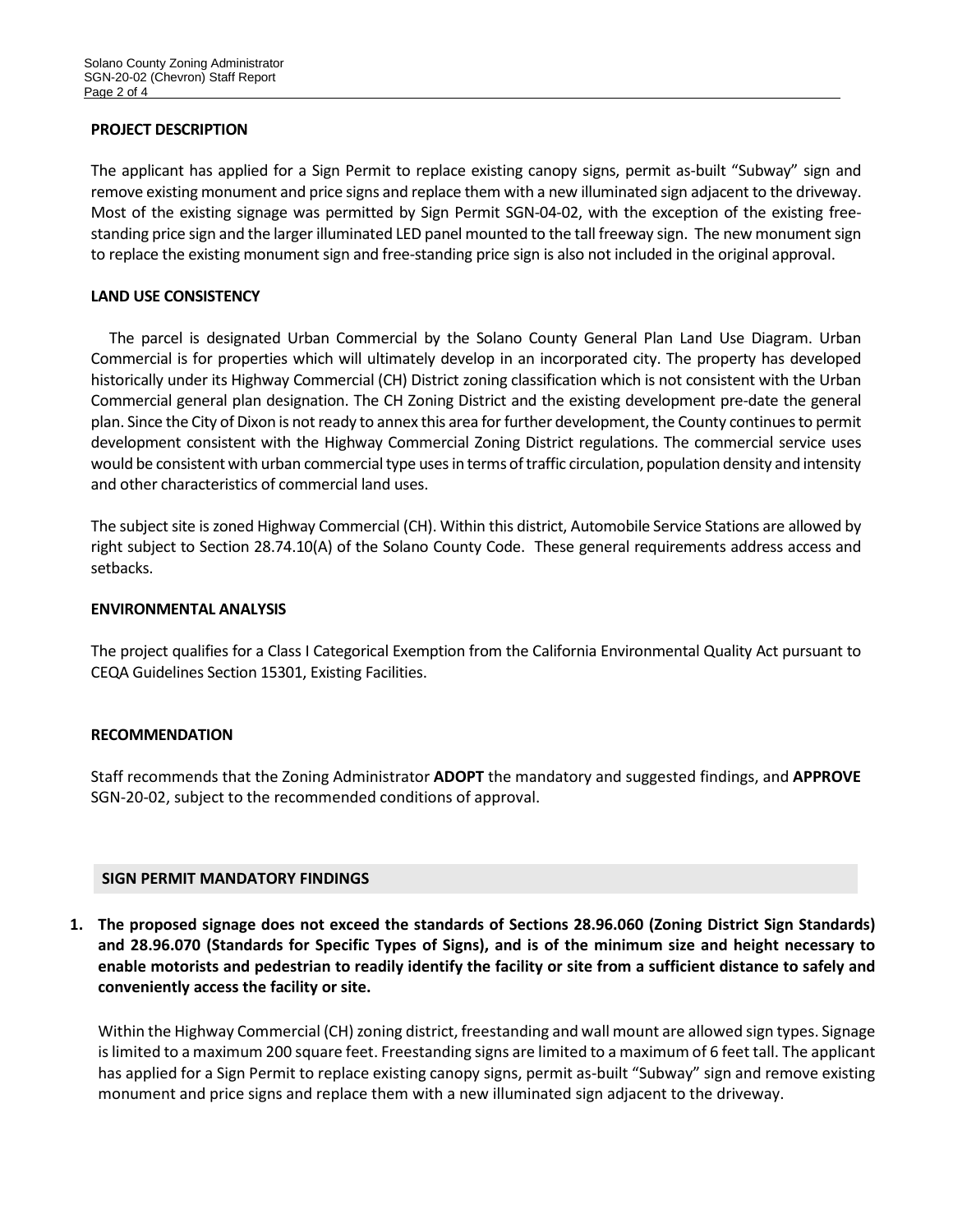**PROJECT DESCRIPTION**

The applicant has applied for a Sign Permit to replace existing canopy signs, permit as-built "Subway" sign and remove existing monument and price signs and replace them with a new illuminated sign adjacent to the driveway. Most of the existing signage was permitted by Sign Permit SGN-04-02, with the exception of the existing free-standing price sign and the larger illuminated LED panel mounted to the tall freeway sign. The new monument sign to replace the existing monument sign and free-standing price sign is also not included in the original approval.

**LAND USE CONSISTENCY**

The parcel is designated Urban Commercial by the Solano County General Plan Land Use Diagram. Urban Commercial is for properties which will ultimately develop in an incorporated city. The property has developed historically under its Highway Commercial (CH) District zoning classification which is not consistent with the Urban Commercial general plan designation. The CH Zoning District and the existing development pre-date the general plan. Since the City of Dixon is not ready to annex this area for further development, the County continues to permit development consistent with the Highway Commercial Zoning District regulations. The commercial service uses would be consistent with urban commercial type uses in terms of traffic circulation, population density and intensity and other characteristics of commercial land uses.

The subject site is zoned Highway Commercial (CH). Within this district, Automobile Service Stations are allowed by right subject to Section 28.74.10(A) of the Solano County Code. These general requirements address access and setbacks.

**ENVIRONMENTAL ANALYSIS**

The project qualifies for a Class I Categorical Exemption from the California Environmental Quality Act pursuant to CEQA Guidelines Section 15301, Existing Facilities.

**RECOMMENDATION**

Staff recommends that the Zoning Administrator **ADOPT** the mandatory and suggested findings, and **APPROVE** SGN-20-02, subject to the recommended conditions of approval.

**SIGN PERMIT MANDATORY FINDINGS**

1. **The proposed signage does not exceed the standards of Sections 28.96.060 (Zoning District Sign Standards) and 28.96.070 (Standards for Specific Types of Signs), and is of the minimum size and height necessary to enable motorists and pedestrian to readily identify the facility or site from a sufficient distance to safely and conveniently access the facility or site.**

   Within the Highway Commercial (CH) zoning district, freestanding and wall mount are allowed sign types. Signage is limited to a maximum 200 square feet. Freestanding signs are limited to a maximum of 6 feet tall. The applicant has applied for a Sign Permit to replace existing canopy signs, permit as-built "Subway" sign and remove existing monument and price signs and replace them with a new illuminated sign adjacent to the driveway.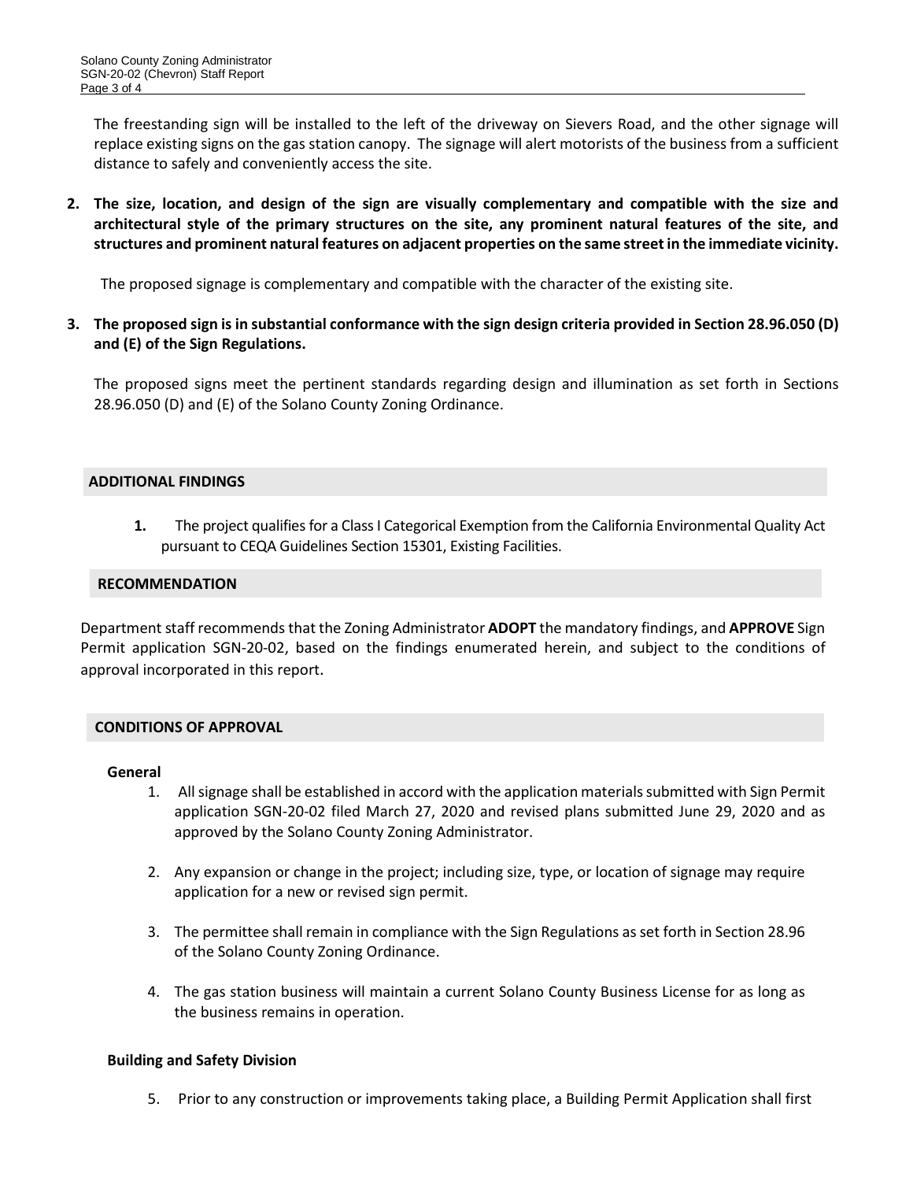The freestanding sign will be installed to the left of the driveway on Sievers Road, and the other signage will replace existing signs on the gas station canopy. The signage will alert motorists of the business from a sufficient distance to safely and conveniently access the site.

2. **The size, location, and design of the sign are visually complementary and compatible with the size and architectural style of the primary structures on the site, any prominent natural features of the site, and structures and prominent natural features on adjacent properties on the same street in the immediate vicinity.**

   The proposed signage is complementary and compatible with the character of the existing site.

3. **The proposed sign is in substantial conformance with the sign design criteria provided in Section 28.96.050 (D) and (E) of the Sign Regulations.**

   The proposed signs meet the pertinent standards regarding design and illumination as set forth in Sections 28.96.050 (D) and (E) of the Solano County Zoning Ordinance.

## ADDITIONAL FINDINGS

1. The project qualifies for a Class I Categorical Exemption from the California Environmental Quality Act pursuant to CEQA Guidelines Section 15301, Existing Facilities.

## RECOMMENDATION

Department staff recommends that the Zoning Administrator **ADOPT** the mandatory findings, and **APPROVE** Sign Permit application SGN-20-02, based on the findings enumerated herein, and subject to the conditions of approval incorporated in this report.

## CONDITIONS OF APPROVAL

### General

1. All signage shall be established in accord with the application materials submitted with Sign Permit application SGN-20-02 filed March 27, 2020 and revised plans submitted June 29, 2020 and as approved by the Solano County Zoning Administrator.

2. Any expansion or change in the project; including size, type, or location of signage may require application for a new or revised sign permit.

3. The permittee shall remain in compliance with the Sign Regulations as set forth in Section 28.96 of the Solano County Zoning Ordinance.

4. The gas station business will maintain a current Solano County Business License for as long as the business remains in operation.

### Building and Safety Division

5. Prior to any construction or improvements taking place, a Building Permit Application shall first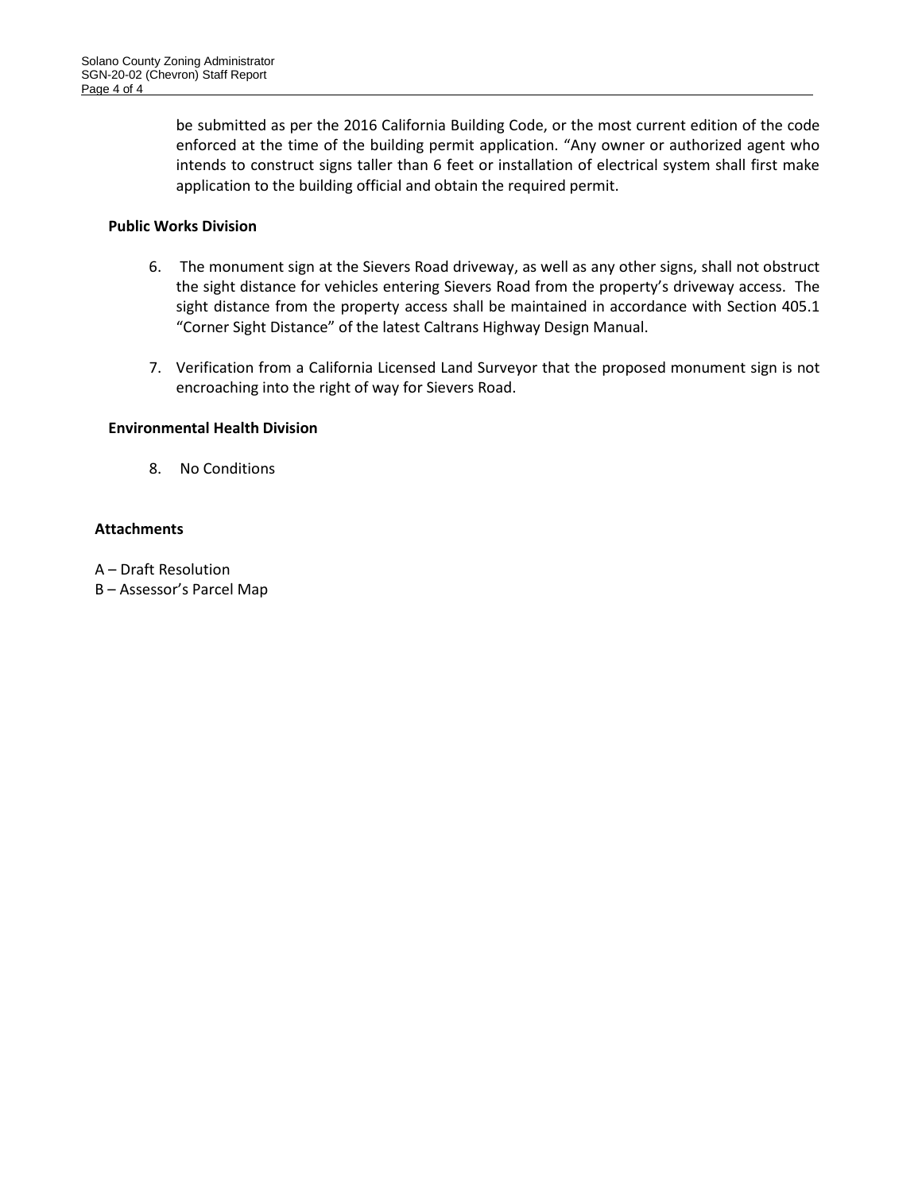be submitted as per the 2016 California Building Code, or the most current edition of the code enforced at the time of the building permit application. "Any owner or authorized agent who intends to construct signs taller than 6 feet or installation of electrical system shall first make application to the building official and obtain the required permit.

**Public Works Division**

6. The monument sign at the Sievers Road driveway, as well as any other signs, shall not obstruct the sight distance for vehicles entering Sievers Road from the property's driveway access. The sight distance from the property access shall be maintained in accordance with Section 405.1 "Corner Sight Distance" of the latest Caltrans Highway Design Manual.

7. Verification from a California Licensed Land Surveyor that the proposed monument sign is not encroaching into the right of way for Sievers Road.

**Environmental Health Division**

8. No Conditions

**Attachments**

A – Draft Resolution
B – Assessor's Parcel Map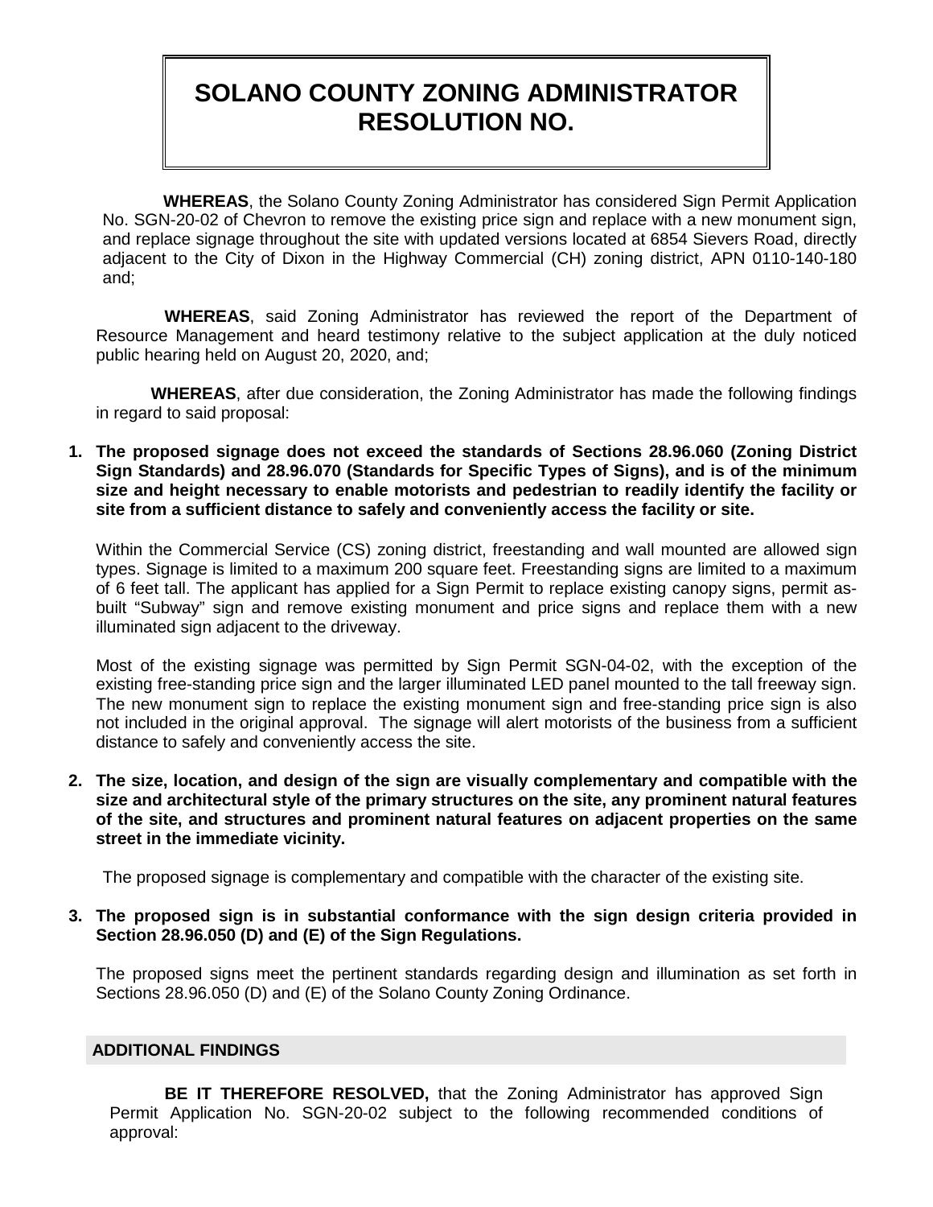# SOLANO COUNTY ZONING ADMINISTRATOR RESOLUTION NO.

**WHEREAS**, the Solano County Zoning Administrator has considered Sign Permit Application No. SGN-20-02 of Chevron to remove the existing price sign and replace with a new monument sign, and replace signage throughout the site with updated versions located at 6854 Sievers Road, directly adjacent to the City of Dixon in the Highway Commercial (CH) zoning district, APN 0110-140-180 and;

**WHEREAS**, said Zoning Administrator has reviewed the report of the Department of Resource Management and heard testimony relative to the subject application at the duly noticed public hearing held on August 20, 2020, and;

**WHEREAS**, after due consideration, the Zoning Administrator has made the following findings in regard to said proposal:

1. **The proposed signage does not exceed the standards of Sections 28.96.060 (Zoning District Sign Standards) and 28.96.070 (Standards for Specific Types of Signs), and is of the minimum size and height necessary to enable motorists and pedestrian to readily identify the facility or site from a sufficient distance to safely and conveniently access the facility or site.**

   Within the Commercial Service (CS) zoning district, freestanding and wall mounted are allowed sign types. Signage is limited to a maximum 200 square feet. Freestanding signs are limited to a maximum of 6 feet tall. The applicant has applied for a Sign Permit to replace existing canopy signs, permit as-built "Subway" sign and remove existing monument and price signs and replace them with a new illuminated sign adjacent to the driveway.

   Most of the existing signage was permitted by Sign Permit SGN-04-02, with the exception of the existing free-standing price sign and the larger illuminated LED panel mounted to the tall freeway sign. The new monument sign to replace the existing monument sign and free-standing price sign is also not included in the original approval. The signage will alert motorists of the business from a sufficient distance to safely and conveniently access the site.

2. **The size, location, and design of the sign are visually complementary and compatible with the size and architectural style of the primary structures on the site, any prominent natural features of the site, and structures and prominent natural features on adjacent properties on the same street in the immediate vicinity.**

   The proposed signage is complementary and compatible with the character of the existing site.

3. **The proposed sign is in substantial conformance with the sign design criteria provided in Section 28.96.050 (D) and (E) of the Sign Regulations.**

   The proposed signs meet the pertinent standards regarding design and illumination as set forth in Sections 28.96.050 (D) and (E) of the Solano County Zoning Ordinance.

## ADDITIONAL FINDINGS

**BE IT THEREFORE RESOLVED,** that the Zoning Administrator has approved Sign Permit Application No. SGN-20-02 subject to the following recommended conditions of approval: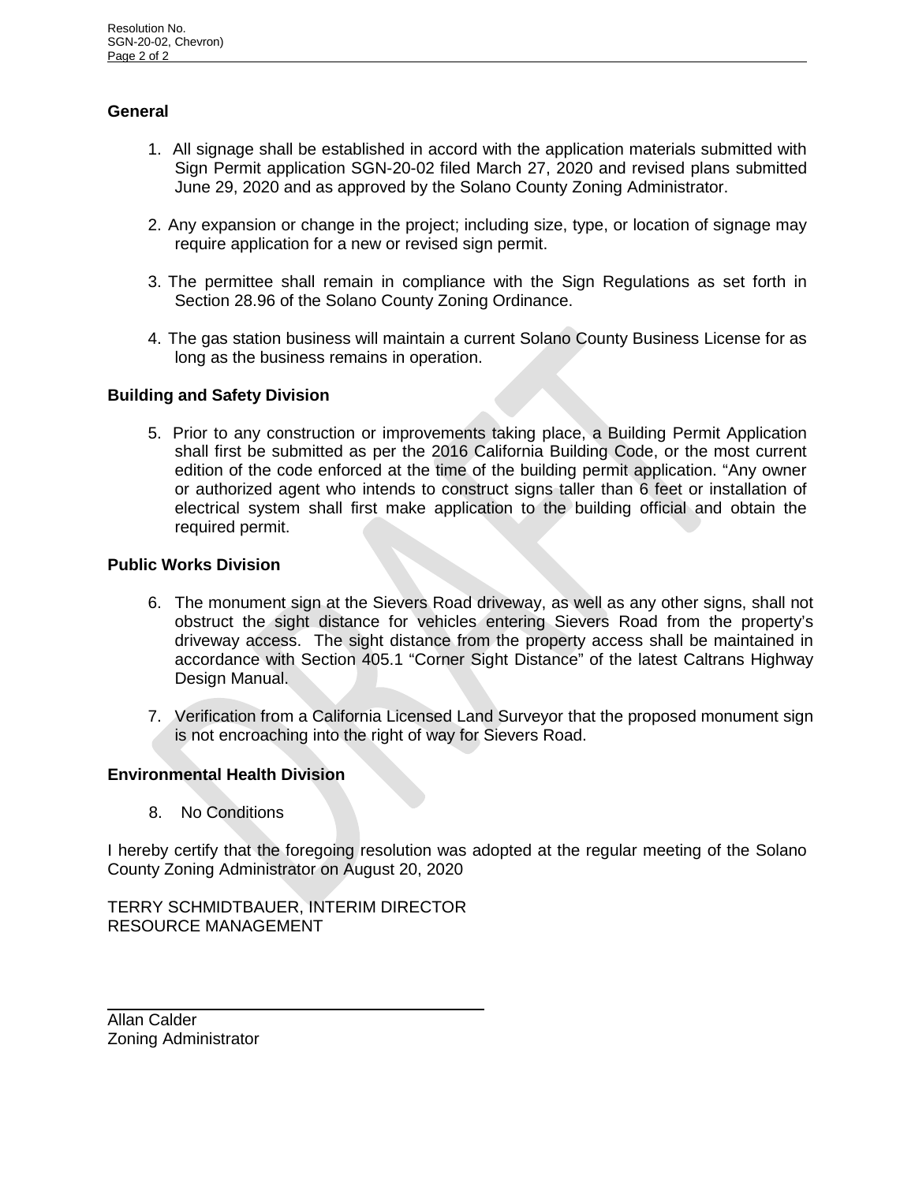### General

1. All signage shall be established in accord with the application materials submitted with Sign Permit application SGN-20-02 filed March 27, 2020 and revised plans submitted June 29, 2020 and as approved by the Solano County Zoning Administrator.

2. Any expansion or change in the project; including size, type, or location of signage may require application for a new or revised sign permit.

3. The permittee shall remain in compliance with the Sign Regulations as set forth in Section 28.96 of the Solano County Zoning Ordinance.

4. The gas station business will maintain a current Solano County Business License for as long as the business remains in operation.

### Building and Safety Division

5. Prior to any construction or improvements taking place, a Building Permit Application shall first be submitted as per the 2016 California Building Code, or the most current edition of the code enforced at the time of the building permit application. "Any owner or authorized agent who intends to construct signs taller than 6 feet or installation of electrical system shall first make application to the building official and obtain the required permit.

### Public Works Division

6. The monument sign at the Sievers Road driveway, as well as any other signs, shall not obstruct the sight distance for vehicles entering Sievers Road from the property's driveway access. The sight distance from the property access shall be maintained in accordance with Section 405.1 "Corner Sight Distance" of the latest Caltrans Highway Design Manual.

7. Verification from a California Licensed Land Surveyor that the proposed monument sign is not encroaching into the right of way for Sievers Road.

### Environmental Health Division

8. No Conditions

I hereby certify that the foregoing resolution was adopted at the regular meeting of the Solano County Zoning Administrator on August 20, 2020

TERRY SCHMIDTBAUER, INTERIM DIRECTOR
RESOURCE MANAGEMENT

\_\_\_\_\_\_\_\_\_\_\_\_\_\_\_\_\_\_\_\_\_\_\_\_\_\_\_\_\_\_\_\_\_\_\_\_

Allan Calder
Zoning Administrator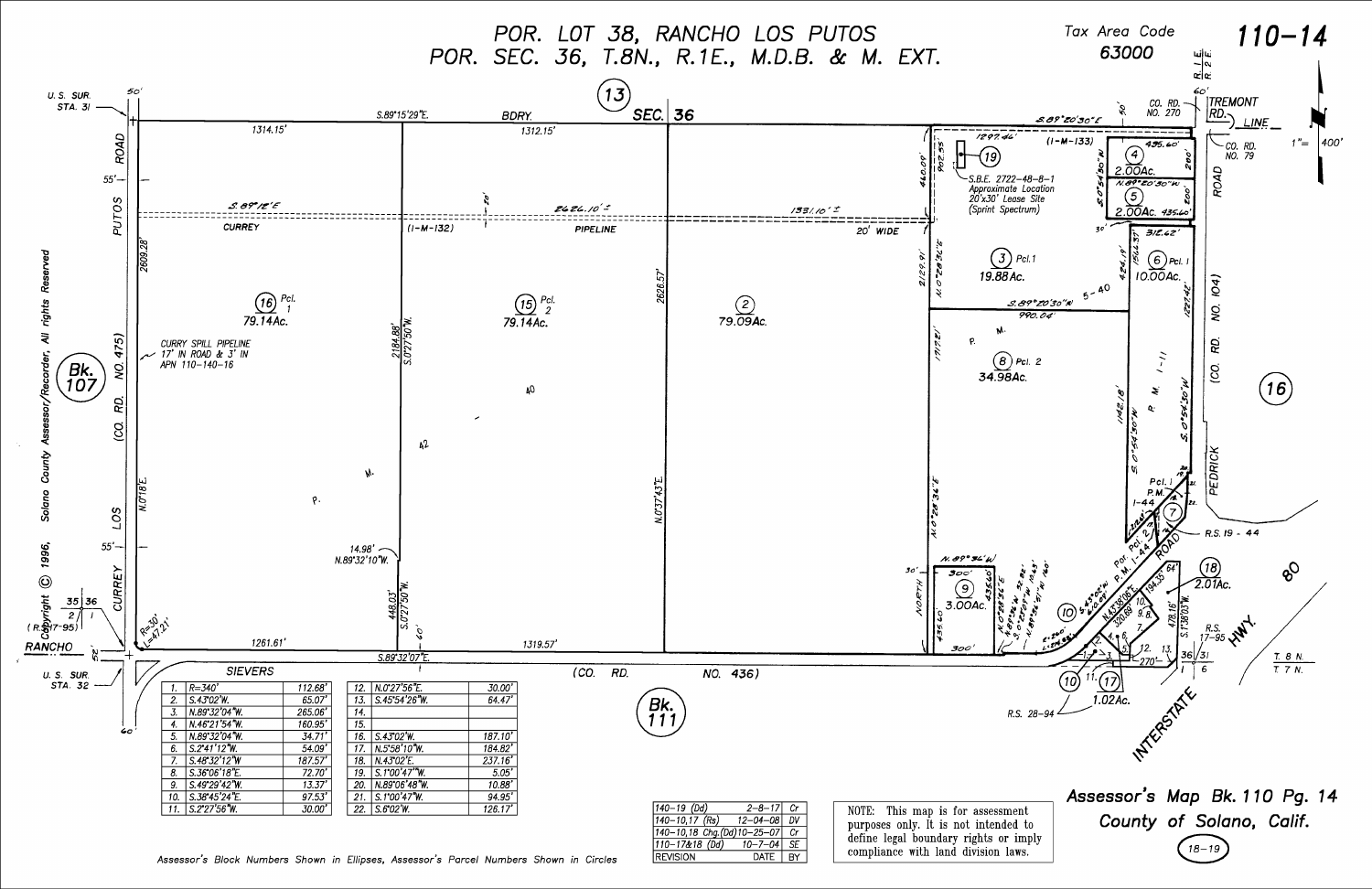# POR. LOT 38, RANCHO LOS PUTOS
# POR. SEC. 36, T.8N., R.1E., M.D.B. & M. EXT.

Tax Area Code 63000

110-14

| | | | | | |
|---|---|---|---|---|---|
| 1. | R=340' | 112.68' | 12. | N.0°27'56"E. | 30.00' |
| 2. | S.43°02'W. | 65.07' | 13. | S.45°54'26"W. | 64.47' |
| 3. | N.89°32'04"W. | 265.06' | 14. | | |
| 4. | N.46°21'54"W. | 160.95' | 15. | | |
| 5. | N.89°32'04"W. | 34.71' | 16. | S.43°02'W. | 187.10' |
| 6. | S.2°41'12"W. | 54.09' | 17. | N.5°58'10"W. | 184.82' |
| 7. | S.48°32'12"W | 187.57' | 18. | N.43°02'E. | 237.16' |
| 8. | S.36°06'18"E. | 72.70' | 19. | S.1°00'47"W. | 5.05' |
| 9. | S.49°29'42"W. | 13.37' | 20. | N.89°06'48"W. | 10.88' |
| 10. | S.38°45'24"E. | 97.53' | 21. | S.1°00'47"W. | 94.95' |
| 11. | S.2°27'56"W. | 30.00' | 22. | S.6°02'W. | 126.17' |

| | | |
|---|---|---|
| 140-19 (Dd) | 2-8-17 | Cr |
| 140-10,17 (Rs) | 12-04-08 | DV |
| 140-10,18 Chg.(Dd) | 10-25-07 | Cr |
| 110-17&18 (Dd) | 10-7-04 | SE |
| REVISION | DATE | BY |

NOTE: This map is for assessment purposes only. It is not intended to define legal boundary rights or imply compliance with land division laws.

Assessor's Map Bk. 110 Pg. 14
County of Solano, Calif.

Assessor's Block Numbers Shown in Ellipses, Assessor's Parcel Numbers Shown in Circles

Copyright © 1996, Solano County Assessor/Recorder, All rights Reserved